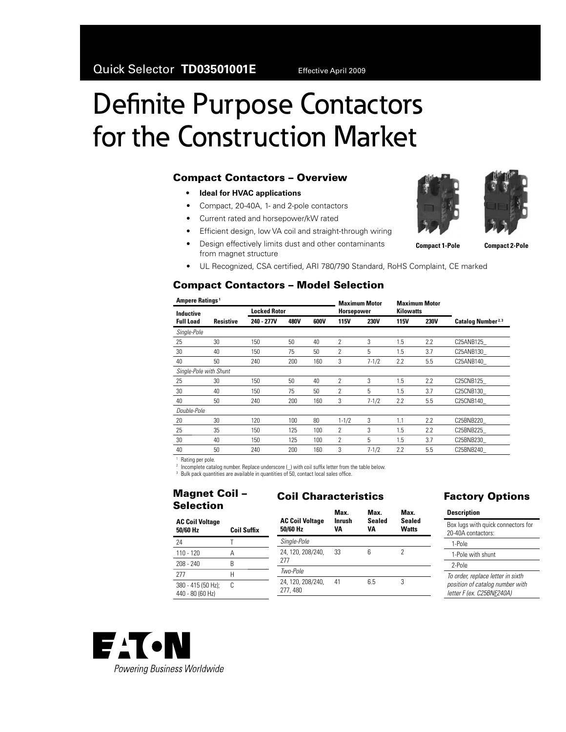Quick Selector **TD03501001E** Effective April 2009

# Definite Purpose Contactors for the Construction Market

## Compact Contactors – Overview

- **Ideal for HVAC applications**
- Compact, 20-40A, 1- and 2-pole contactors
- Current rated and horsepower/kW rated
- Efficient design, low VA coil and straight-through wiring
- Design effectively limits dust and other contaminants from magnet structure
- UL Recognized, CSA certified, ARI 780/790 Standard, RoHS Complaint, CE marked

**Compact 1-Pole** **Compact 2-Pole**

## Compact Contactors – Model Selection

| Ampere Ratings [1] | | | | | Maximum Motor Horsepower | | Maximum Motor Kilowatts | | |
|---|---|---|---|---|---|---|---|---|---|
| Inductive Full Load | Resistive | Locked Rotor 240 - 277V | Locked Rotor 480V | Locked Rotor 600V | 115V | 230V | 115V | 230V | Catalog Number [2, 3] |
| *Single-Pole* | | | | | | | | | |
| 25 | 30 | 150 | 50 | 40 | 2 | 3 | 1.5 | 2.2 | C25ANB125_ |
| 30 | 40 | 150 | 75 | 50 | 2 | 5 | 1.5 | 3.7 | C25ANB130_ |
| 40 | 50 | 240 | 200 | 160 | 3 | 7-1/2 | 2.2 | 5.5 | C25ANB140_ |
| *Single-Pole with Shunt* | | | | | | | | | |
| 25 | 30 | 150 | 50 | 40 | 2 | 3 | 1.5 | 2.2 | C25CNB125_ |
| 30 | 40 | 150 | 75 | 50 | 2 | 5 | 1.5 | 3.7 | C25CNB130_ |
| 40 | 50 | 240 | 200 | 160 | 3 | 7-1/2 | 2.2 | 5.5 | C25CNB140_ |
| *Double-Pole* | | | | | | | | | |
| 20 | 30 | 120 | 100 | 80 | 1-1/2 | 3 | 1.1 | 2.2 | C25BNB220_ |
| 25 | 35 | 150 | 125 | 100 | 2 | 3 | 1.5 | 2.2 | C25BNB225_ |
| 30 | 40 | 150 | 125 | 100 | 2 | 5 | 1.5 | 3.7 | C25BNB230_ |
| 40 | 50 | 240 | 200 | 160 | 3 | 7-1/2 | 2.2 | 5.5 | C25BNB240_ |

[1] Rating per pole.
[2] Incomplete catalog number. Replace underscore (_) with coil suffix letter from the table below.
[3] Bulk pack quantities are available in quantities of 50, contact local sales office.

## Magnet Coil – Selection

| AC Coil Voltage 50/60 Hz | Coil Suffix |
|---|---|
| 24 | T |
| 110 - 120 | A |
| 208 - 240 | B |
| 277 | H |
| 380 - 415 (50 Hz); 440 - 80 (60 Hz) | C |

## Coil Characteristics

| AC Coil Voltage 50/60 Hz | Max. Inrush VA | Max. Sealed VA | Max. Sealed Watts |
|---|---|---|---|
| *Single-Pole* | | | |
| 24, 120, 208/240, 277 | 33 | 6 | 2 |
| *Two-Pole* | | | |
| 24, 120, 208/240, 277, 480 | 41 | 6.5 | 3 |

## Factory Options

| Description |
|---|
| Box lugs with quick connectors for 20-40A contactors: |
| 1-Pole |
| 1-Pole with shunt |
| 2-Pole |
| *To order, replace letter in sixth position of catalog number with letter F (ex. C25BNF240A)* |

EATON
Powering Business Worldwide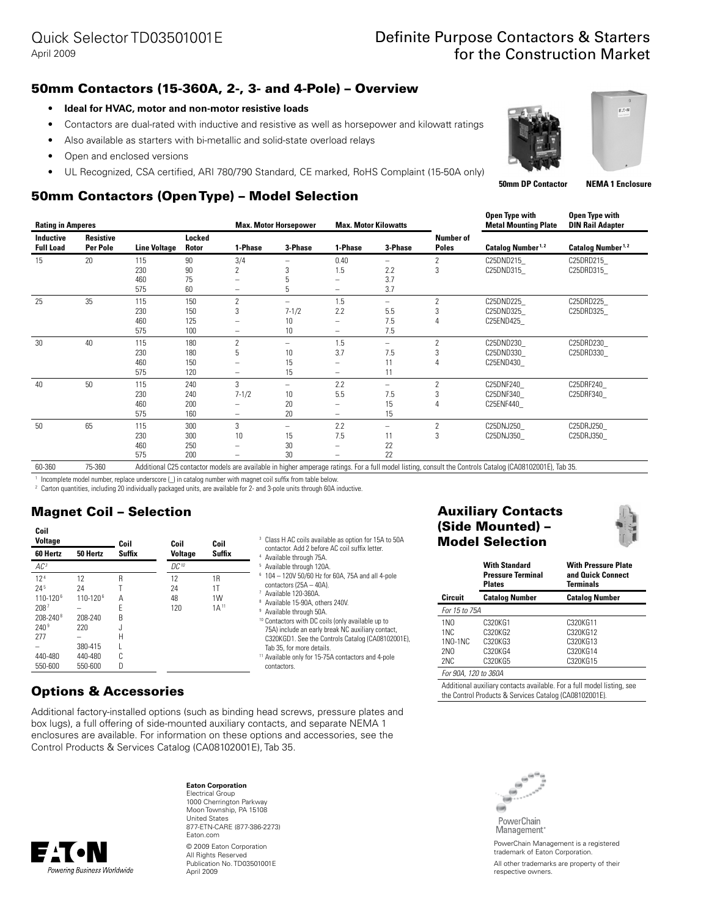## 50mm Contactors (15-360A, 2-, 3- and 4-Pole) – Overview

- **Ideal for HVAC, motor and non-motor resistive loads**
- Contactors are dual-rated with inductive and resistive as well as horsepower and kilowatt ratings
- Also available as starters with bi-metallic and solid-state overload relays
- Open and enclosed versions
- UL Recognized, CSA certified, ARI 780/790 Standard, CE marked, RoHS Complaint (15-50A only)

50mm DP Contactor

NEMA 1 Enclosure

## 50mm Contactors (Open Type) – Model Selection

| Rating in Amperes | | | | Max. Motor Horsepower | | Max. Motor Kilowatts | | | Open Type with Metal Mounting Plate | Open Type with DIN Rail Adapter |
|---|---|---|---|---|---|---|---|---|---|---|
| Inductive Full Load | Resistive Per Pole | Line Voltage | Locked Rotor | 1-Phase | 3-Phase | 1-Phase | 3-Phase | Number of Poles | Catalog Number [1,2] | Catalog Number [1,2] |
| 15 | 20 | 115 | 90 | 3/4 | – | 0.40 | – | 2 | C25DND215_ | C25DRD215_ |
| | | 230 | 90 | 2 | 3 | 1.5 | 2.2 | 3 | C25DND315_ | C25DRD315_ |
| | | 460 | 75 | – | 5 | – | 3.7 | | | |
| | | 575 | 60 | – | 5 | – | 3.7 | | | |
| 25 | 35 | 115 | 150 | 2 | – | 1.5 | – | 2 | C25DND225_ | C25DRD225_ |
| | | 230 | 150 | 3 | 7-1/2 | 2.2 | 5.5 | 3 | C25DND325_ | C25DRD325_ |
| | | 460 | 125 | – | 10 | – | 7.5 | 4 | C25END425_ | |
| | | 575 | 100 | – | 10 | – | 7.5 | | | |
| 30 | 40 | 115 | 180 | 2 | – | 1.5 | – | 2 | C25DND230_ | C25DRD230_ |
| | | 230 | 180 | 5 | 10 | 3.7 | 7.5 | 3 | C25DND330_ | C25DRD330_ |
| | | 460 | 150 | – | 15 | – | 11 | 4 | C25END430_ | |
| | | 575 | 120 | – | 15 | – | 11 | | | |
| 40 | 50 | 115 | 240 | 3 | – | 2.2 | – | 2 | C25DNF240_ | C25DRF240_ |
| | | 230 | 240 | 7-1/2 | 10 | 5.5 | 7.5 | 3 | C25DNF340_ | C25DRF340_ |
| | | 460 | 200 | – | 20 | – | 15 | 4 | C25ENF440_ | |
| | | 575 | 160 | – | 20 | – | 15 | | | |
| 50 | 65 | 115 | 300 | 3 | – | 2.2 | – | 2 | C25DNJ250_ | C25DRJ250_ |
| | | 230 | 300 | 10 | 15 | 7.5 | 11 | 3 | C25DNJ350_ | C25DRJ350_ |
| | | 460 | 250 | – | 30 | – | 22 | | | |
| | | 575 | 200 | – | 30 | – | 22 | | | |
| 60-360 | 75-360 | Additional C25 contactor models are available in higher amperage ratings. For a full model listing, consult the Controls Catalog (CA08102001E), Tab 35. | | | | | | | | |

[1] Incomplete model number, replace underscore (_) in catalog number with magnet coil suffix from table below.
[2] Carton quantities, including 20 individually packaged units, are available for 2- and 3-pole units through 60A inductive.

## Magnet Coil – Selection

| Coil Voltage 60 Hertz | 50 Hertz | Coil Suffix | Coil Voltage | Coil Suffix |
|---|---|---|---|---|
| *AC* [3] | | | *DC* [10] | |
| 12 [4] | 12 | R | 12 | 1R |
| 24 [5] | 24 | T | 24 | 1T |
| 110-120 [6] | 110-120 [6] | A | 48 | 1W |
| 208 [7] | – | E | 120 | 1A [11] |
| 208-240 [8] | 208-240 | B | | |
| 240 [9] | 220 | J | | |
| 277 | – | H | | |
| – | 380-415 | L | | |
| 440-480 | 440-480 | C | | |
| 550-600 | 550-600 | D | | |

[3] Class H AC coils available as option for 15A to 50A contactor. Add 2 before AC coil suffix letter.
[4] Available through 75A.
[5] Available through 120A.
[6] 104 – 120V 50/60 Hz for 60A, 75A and all 4-pole contactors (25A – 40A).
[7] Available 120-360A.
[8] Available 15-90A, others 240V.
[9] Available through 50A.
[10] Contactors with DC coils (only available up to 75A) include an early break NC auxiliary contact, C320KGD1. See the Controls Catalog (CA08102001E), Tab 35, for more details.
[11] Available only for 15-75A contactors and 4-pole contactors.

## Auxiliary Contacts (Side Mounted) – Model Selection

| Circuit | With Standard Pressure Terminal Plates Catalog Number | With Pressure Plate and Quick Connect Terminals Catalog Number |
|---|---|---|
| *For 15 to 75A* | | |
| 1NO | C320KG1 | C320KG11 |
| 1NC | C320KG2 | C320KG12 |
| 1NO-1NC | C320KG3 | C320KG13 |
| 2NO | C320KG4 | C320KG14 |
| 2NC | C320KG5 | C320KG15 |
| *For 90A, 120 to 360A* | | |
| Additional auxiliary contacts available. For a full model listing, see the Control Products & Services Catalog (CA08102001E). | | |

## Options & Accessories

Additional factory-installed options (such as binding head screws, pressure plates and box lugs), a full offering of side-mounted auxiliary contacts, and separate NEMA 1 enclosures are available. For information on these options and accessories, see the Control Products & Services Catalog (CA08102001E), Tab 35.

**Eaton Corporation**
Electrical Group
1000 Cherrington Parkway
Moon Township, PA 15108
United States
877-ETN-CARE (877-386-2273)
Eaton.com

© 2009 Eaton Corporation
All Rights Reserved
Publication No. TD03501001E
April 2009

Powering Business Worldwide

PowerChain Management®

PowerChain Management is a registered trademark of Eaton Corporation.

All other trademarks are property of their respective owners.